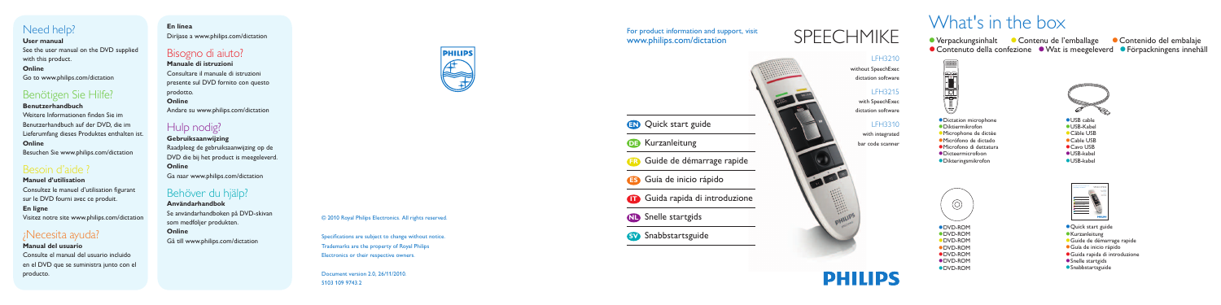## Need help?

**User manual**
See the user manual on the DVD supplied with this product.
**Online**
Go to www.philips.com/dictation

## Benötigen Sie Hilfe?

**Benutzerhandbuch**
Weitere Informationen finden Sie im Benutzerhandbuch auf der DVD, die im Lieferumfang dieses Produktes enthalten ist.
**Online**
Besuchen Sie www.philips.com/dictation

## Besoin d'aide ?

**Manuel d'utilisation**
Consultez le manuel d'utilisation figurant sur le DVD fourni avec ce produit.
**En ligne**
Visitez notre site www.philips.com/dictation

## ¿Necesita ayuda?

**Manual del usuario**
Consulte el manual del usuario incluido en el DVD que se suministra junto con el producto.
**En línea**
Diríjase a www.philips.com/dictation

## Bisogno di aiuto?

**Manuale di istruzioni**
Consultare il manuale di istruzioni presente sul DVD fornito con questo prodotto.
**Online**
Andare su www.philips.com/dictation

## Hulp nodig?

**Gebruiksaanwijzing**
Raadpleeg de gebruiksaanwijzing op de DVD die bij het product is meegeleverd.
**Online**
Ga naar www.philips.com/dictation

## Behöver du hjälp?

**Användarhandbok**
Se användarhandboken på DVD-skivan som medföljer produkten.
**Online**
Gå till www.philips.com/dictation

© 2010 Royal Philips Electronics. All rights reserved.

Specifications are subject to change without notice. Trademarks are the property of Royal Philips Electronics or their respective owners.

Document version 2.0, 26/11/2010.
5103 109 9743.2

For product information and support, visit www.philips.com/dictation

# SPEECHMIKE

LFH3210
without SpeechExec dictation software

LFH3215
with SpeechExec dictation software

LFH3310
with integrated bar code scanner

- EN Quick start guide
- DE Kurzanleitung
- FR Guide de démarrage rapide
- ES Guía de inicio rápido
- IT Guida rapida di introduzione
- NL Snelle startgids
- SV Snabbstartsguide

PHILIPS

# What's in the box

- Verpackungsinhalt
- Contenu de l'emballage
- Contenido del embalaje
- Contenuto della confezione
- Wat is meegeleverd
- Förpackningens innehåll

- Dictation microphone
- Diktiermikrofon
- Microphone de dictée
- Micrófono de dictado
- Microfono di dettatura
- Dicteermicrofoon
- Dikteringsmikrofon

- USB cable
- USB-Kabel
- Câble USB
- Cable USB
- Cavo USB
- USB-kabel
- USB-kabel

- DVD-ROM
- DVD-ROM
- DVD-ROM
- DVD-ROM
- DVD-ROM
- DVD-ROM
- DVD-ROM

- Quick start guide
- Kurzanleitung
- Guide de démarrage rapide
- Guía de inicio rápido
- Guida rapida di introduzione
- Snelle startgids
- Snabbstartsguide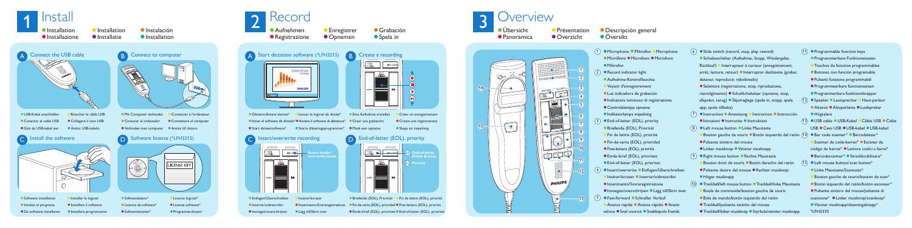# 1 Install

- Installation
- Installation
- Instalación
- Installazione
- Installatie
- Installation

## A Connect the USB cable

- USB-Kabel anschließen
- Brancher le câble USB
- Conectar el cable USB
- Collegare il cavo USB
- Sluit de USB-kabel aan
- Anslut USB-kabeln

## B Connect to computer

- Mit Computer verbinden
- Connecter à l'ordinateur
- Conectar al ordenador
- Connettere al computer
- Verbinden met computer
- Anslut till datorn

## C Install the software

- Software installieren
- Installer le logiciel
- Instalar el programa
- Installare il software
- De software installeren
- Installera programvaran

## D Software license (*LFH3215)

LICENSE KEY

- Softwarelizenz*
- Licence logiciel*
- Licencia de software*
- Licenza software*
- Softwarelicentie*
- Programvarulicens*

# 2 Record

- Aufnehmen
- Enregistrer
- Grabación
- Registrazione
- Opnemen
- Spela in

## A Start dictation software (*LFH3215)

SpeechExec

- Diktiersoftware starten*
- Lancer le logiciel de dictée*
- Iniciar el software de dictado*
- Avviare il software di dettatura*
- Start dicteersoftware*
- Starta dikteringsprogrammet*

## B Create a recording

- Eine Aufnahme erstellen
- Créer un enregistrement
- Crear una grabación
- Creare una registrazione
- Maak een opname
- Skapa en inspelning

## C Insert/overwrite recording

Insert mode / overwrite mode

- Einfügen/Überschreiben
- Insérer/écraser
- Insertar/sobrescribir
- Inserimento/Sovraregistrazione
- Invoegen/overschrijven
- Lägg till/Skriv över

## D End-of-letter (EOL), priority

(1) End-of-letter (finish & lock)

(2) Priority

- Briefende (EOL), Priorität
- Fin de lettre (EOL), priorité
- Fin-de-carta (EOL), prioridad
- Fine-lettera (EOL), priorità
- Einde-brief (EOL), prioriteit
- End-of-letter (EOL), prioritet

# 3 Overview

- Übersicht
- Présentation
- Descripción general
- Panoramica
- Overzicht
- Översikt

(1) Microphone • Mikrofon • Microphone • Micrófono • Microfono • Microfoon • Mikrofon

(2) Record indicator light • Aufnahme-Kontrollleuchte • Voyant d'enregistrement • Luz indicadora de grabación • Indicatore luminoso di registrazione • Controlelampje opname • Indikatorlampa inspelning

(3) End-of-letter (EOL), priority • Briefende (EOL), Priorität • Fin de lettre (EOL), priorité • Fin-de-carta (EOL), prioridad • Fine-lettera (EOL), priorità • Einde-brief (EOL), prioriteit • End-of-letter (EOL), prioritet

(4) Insert/overwrite • Einfügen/Überschreiben • Insérer/écraser • Insertar/sobrescribir • Inserimento/Sovraregistrazione • Invoegen/overschrijven • Lägg till/Skriv över

(5) Fast-forward • Schneller Vorlauf • Avance rapide • Avance rápido • Avanti veloce • Snel vooruit • Snabbspola framåt

(6) Slide switch (record, stop, play, rewind) • Schiebeschalter (Aufnahme, Stopp, Wiedergabe, Rücklauf) • Interrupteur à curseur (enregistrement, arrêt, lecture, retour) • Interruptor deslizante (grabar, detener, reproducir, rebobinado) • Selettore (registrazione, stop, riproduzione, riavvolgimento) • Schuifschakelaar (opname, stop, afspelen, terug) • Skjutreglage (spela in, stopp, spela upp, spola tillbaka)

(7) Instruction • Anweisung • Instruction • Instrucción • Istruzioni • Instructie • Instruktion

(8) Left mouse button • Linke Maustaste • Bouton gauche de souris • Botón izquierdo del ratón • Pulsante sinistro del mouse • Linker muisknop • Vänster musknapp

(9) Right mouse button • Rechte Maustaste • Bouton droit de souris • Botón derecho del ratón • Pulsante destro del mouse • Rechter muisknop • Höger musknapp

(10) Trackball/left mouse button • Trackball/linke Maustaste • Boule de commande/bouton gauche de souris • Bola de mando/botón izquierdo del ratón • Trackball/pulsante sinistro del mouse • Trackball/linker muisknop • Styrkula/vänster musknapp

(11) Programmable function keys • Programmierbare Funktionstasten • Touches de fonction programmables • Botones con función programable • Pulsanti funzione programmabili • Programmeerbare functietoetsen • Programmerbara funktionsknappar

(12) Speaker • Lautsprecher • Haut-parleur • Altavoz • Altoparlante • Luidspreker • Högtalare

(13) USB cable • USB-Kabel • Câble USB • Cable USB • Cavo USB • USB-kabel • USB-kabel

(14) Bar code scanner* • Barcodeleser* • Scanner de code-barres* • Escáner de código de barras* • Lettore codici a barre* • Barcodescanner* • Streckkodsläsare*

(15) Left mouse button/ scan button* • Linke Maustaste/Scantaste* • Bouton gauche de souris/bouton de scan* • Botón izquierdo del ratón/botón escaner* • Pulsante sinistro del mouse/pulsante di scansione* • Linker muisknop/scanknop* • Vänster musknapp/skanningsknapp*

*LFH3310